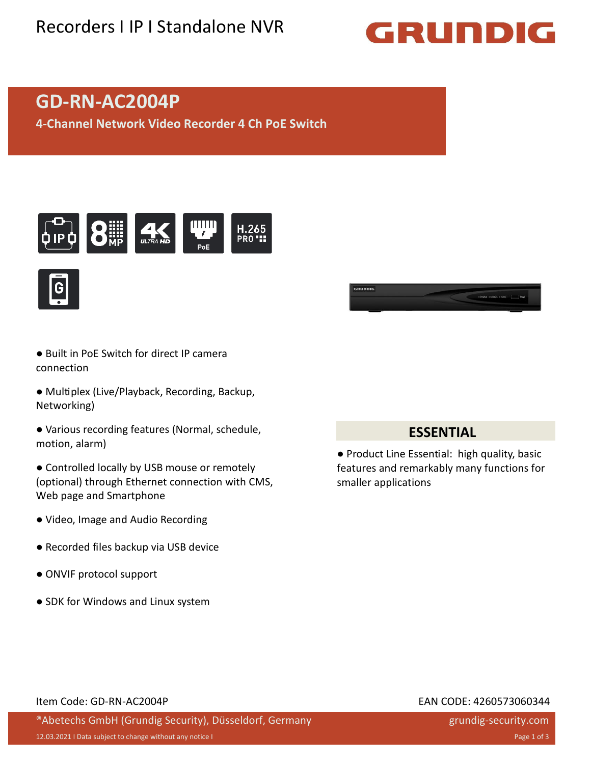Recorders I IP I Standalone NVR

GRUNDIG

# GD-RN-AC2004P

## 4-Channel Network Video Recorder 4 Ch PoE Switch

- Built in PoE Switch for direct IP camera connection
- Multiplex (Live/Playback, Recording, Backup, Networking)
- Various recording features (Normal, schedule, motion, alarm)
- Controlled locally by USB mouse or remotely (optional) through Ethernet connection with CMS, Web page and Smartphone
- Video, Image and Audio Recording
- Recorded files backup via USB device
- ONVIF protocol support
- SDK for Windows and Linux system

## ESSENTIAL

- Product Line Essential: high quality, basic features and remarkably many functions for smaller applications

Item Code: GD-RN-AC2004P

EAN CODE: 4260573060344

®Abetechs GmbH (Grundig Security), Düsseldorf, Germany

grundig-security.com

12.03.2021 I Data subject to change without any notice I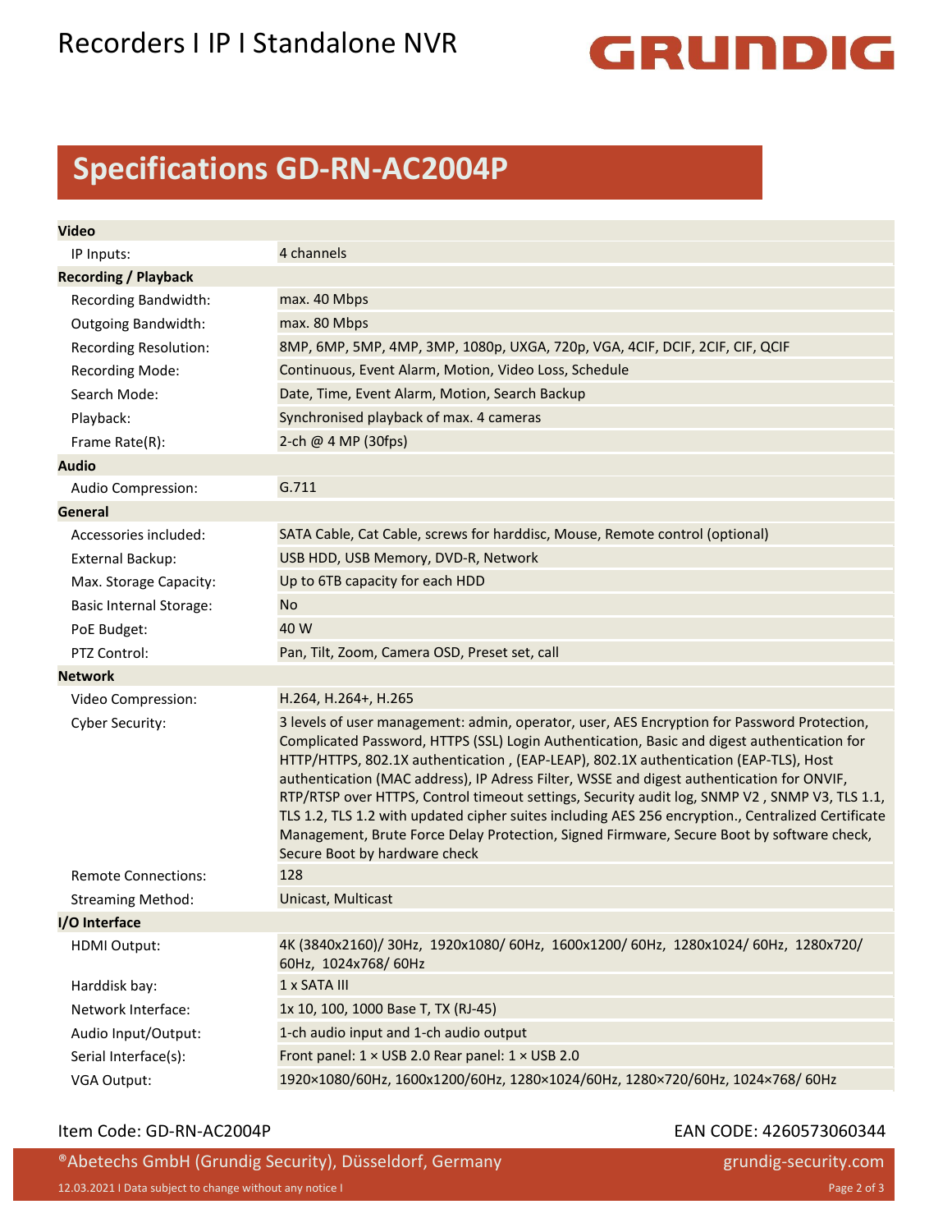## Specifications GD-RN-AC2004P

| | |
|---|---|
| **Video** | |
| IP Inputs: | 4 channels |
| **Recording / Playback** | |
| Recording Bandwidth: | max. 40 Mbps |
| Outgoing Bandwidth: | max. 80 Mbps |
| Recording Resolution: | 8MP, 6MP, 5MP, 4MP, 3MP, 1080p, UXGA, 720p, VGA, 4CIF, DCIF, 2CIF, CIF, QCIF |
| Recording Mode: | Continuous, Event Alarm, Motion, Video Loss, Schedule |
| Search Mode: | Date, Time, Event Alarm, Motion, Search Backup |
| Playback: | Synchronised playback of max. 4 cameras |
| Frame Rate(R): | 2-ch @ 4 MP (30fps) |
| **Audio** | |
| Audio Compression: | G.711 |
| **General** | |
| Accessories included: | SATA Cable, Cat Cable, screws for harddisc, Mouse, Remote control (optional) |
| External Backup: | USB HDD, USB Memory, DVD-R, Network |
| Max. Storage Capacity: | Up to 6TB capacity for each HDD |
| Basic Internal Storage: | No |
| PoE Budget: | 40 W |
| PTZ Control: | Pan, Tilt, Zoom, Camera OSD, Preset set, call |
| **Network** | |
| Video Compression: | H.264, H.264+, H.265 |
| Cyber Security: | 3 levels of user management: admin, operator, user, AES Encryption for Password Protection, Complicated Password, HTTPS (SSL) Login Authentication, Basic and digest authentication for HTTP/HTTPS, 802.1X authentication , (EAP-LEAP), 802.1X authentication (EAP-TLS), Host authentication (MAC address), IP Adress Filter, WSSE and digest authentication for ONVIF, RTP/RTSP over HTTPS, Control timeout settings, Security audit log, SNMP V2 , SNMP V3, TLS 1.1, TLS 1.2, TLS 1.2 with updated cipher suites including AES 256 encryption., Centralized Certificate Management, Brute Force Delay Protection, Signed Firmware, Secure Boot by software check, Secure Boot by hardware check |
| Remote Connections: | 128 |
| Streaming Method: | Unicast, Multicast |
| **I/O Interface** | |
| HDMI Output: | 4K (3840x2160)/ 30Hz, 1920x1080/ 60Hz, 1600x1200/ 60Hz, 1280x1024/ 60Hz, 1280x720/ 60Hz, 1024x768/ 60Hz |
| Harddisk bay: | 1 x SATA III |
| Network Interface: | 1x 10, 100, 1000 Base T, TX (RJ-45) |
| Audio Input/Output: | 1-ch audio input and 1-ch audio output |
| Serial Interface(s): | Front panel: 1 × USB 2.0 Rear panel: 1 × USB 2.0 |
| VGA Output: | 1920×1080/60Hz, 1600x1200/60Hz, 1280×1024/60Hz, 1280×720/60Hz, 1024×768/ 60Hz |

Item Code: GD-RN-AC2004P

EAN CODE: 4260573060344

®Abetechs GmbH (Grundig Security), Düsseldorf, Germany — grundig-security.com

12.03.2021 I Data subject to change without any notice I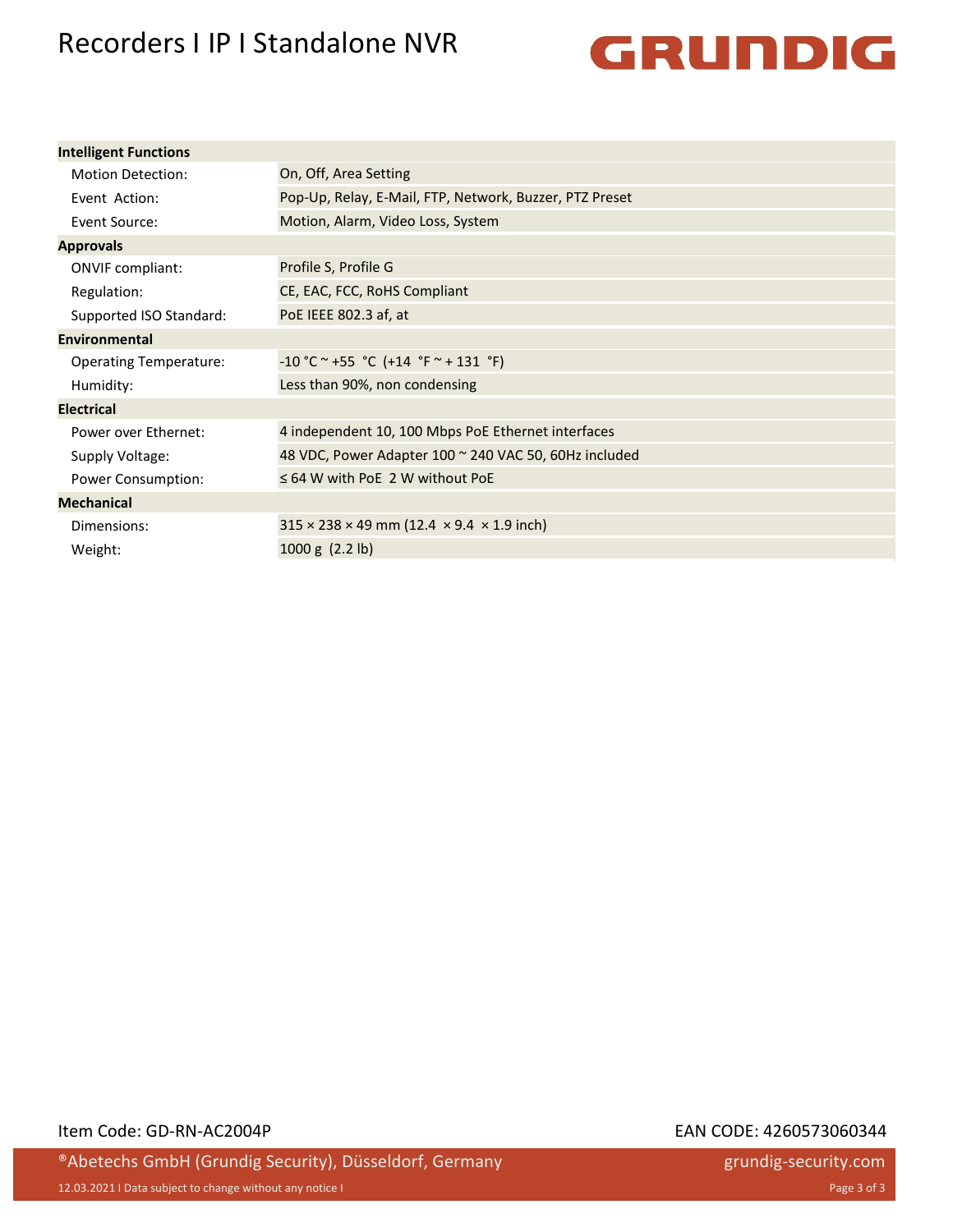| | |
|---|---|
| **Intelligent Functions** | |
| Motion Detection: | On, Off, Area Setting |
| Event Action: | Pop-Up, Relay, E-Mail, FTP, Network, Buzzer, PTZ Preset |
| Event Source: | Motion, Alarm, Video Loss, System |
| **Approvals** | |
| ONVIF compliant: | Profile S, Profile G |
| Regulation: | CE, EAC, FCC, RoHS Compliant |
| Supported ISO Standard: | PoE IEEE 802.3 af, at |
| **Environmental** | |
| Operating Temperature: | -10 °C ~ +55 °C (+14 °F ~ + 131 °F) |
| Humidity: | Less than 90%, non condensing |
| **Electrical** | |
| Power over Ethernet: | 4 independent 10, 100 Mbps PoE Ethernet interfaces |
| Supply Voltage: | 48 VDC, Power Adapter 100 ~ 240 VAC 50, 60Hz included |
| Power Consumption: | ≤ 64 W with PoE 2 W without PoE |
| **Mechanical** | |
| Dimensions: | 315 × 238 × 49 mm (12.4 × 9.4 × 1.9 inch) |
| Weight: | 1000 g (2.2 lb) |

Item Code: GD-RN-AC2004P

EAN CODE: 4260573060344

®Abetechs GmbH (Grundig Security), Düsseldorf, Germany

grundig-security.com

12.03.2021 I Data subject to change without any notice I